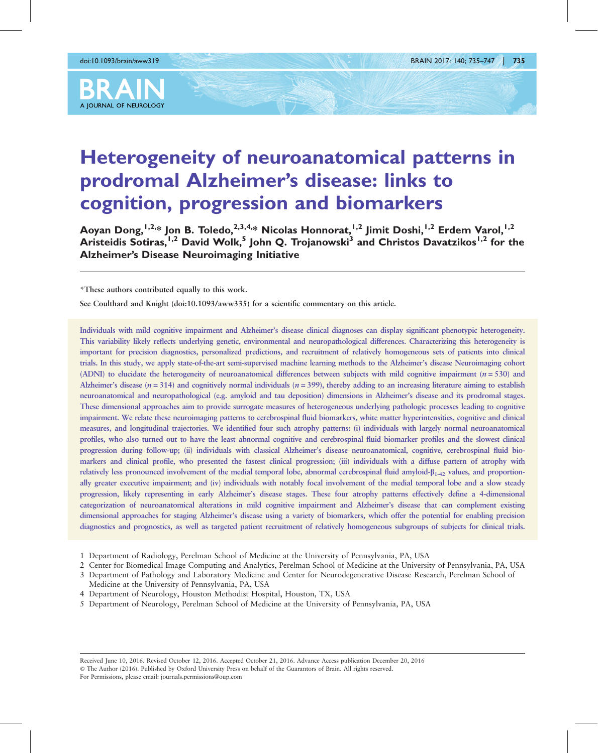# Heterogeneity of neuroanatomical patterns in prodromal Alzheimer's disease: links to cognition, progression and biomarkers

Aoyan Dong,[1,2,*] Jon B. Toledo,[2,3,4,*] Nicolas Honnorat,[1,2] Jimit Doshi,[1,2] Erdem Varol,[1,2] Aristeidis Sotiras,[1,2] David Wolk,[5] John Q. Trojanowski[3] and Christos Davatzikos[1,2] for the Alzheimer's Disease Neuroimaging Initiative

*These authors contributed equally to this work.

See Coulthard and Knight (doi:10.1093/aww335) for a scientific commentary on this article.

Individuals with mild cognitive impairment and Alzheimer's disease clinical diagnoses can display significant phenotypic heterogeneity. This variability likely reflects underlying genetic, environmental and neuropathological differences. Characterizing this heterogeneity is important for precision diagnostics, personalized predictions, and recruitment of relatively homogeneous sets of patients into clinical trials. In this study, we apply state-of-the-art semi-supervised machine learning methods to the Alzheimer's disease Neuroimaging cohort (ADNI) to elucidate the heterogeneity of neuroanatomical differences between subjects with mild cognitive impairment ($n = 530$) and Alzheimer's disease ($n = 314$) and cognitively normal individuals ($n = 399$), thereby adding to an increasing literature aiming to establish neuroanatomical and neuropathological (e.g. amyloid and tau deposition) dimensions in Alzheimer's disease and its prodromal stages. These dimensional approaches aim to provide surrogate measures of heterogeneous underlying pathologic processes leading to cognitive impairment. We relate these neuroimaging patterns to cerebrospinal fluid biomarkers, white matter hyperintensities, cognitive and clinical measures, and longitudinal trajectories. We identified four such atrophy patterns: (i) individuals with largely normal neuroanatomical profiles, who also turned out to have the least abnormal cognitive and cerebrospinal fluid biomarker profiles and the slowest clinical progression during follow-up; (ii) individuals with classical Alzheimer's disease neuroanatomical, cognitive, cerebrospinal fluid biomarkers and clinical profile, who presented the fastest clinical progression; (iii) individuals with a diffuse pattern of atrophy with relatively less pronounced involvement of the medial temporal lobe, abnormal cerebrospinal fluid amyloid-$\beta_{1-42}$ values, and proportionally greater executive impairment; and (iv) individuals with notably focal involvement of the medial temporal lobe and a slow steady progression, likely representing in early Alzheimer's disease stages. These four atrophy patterns effectively define a 4-dimensional categorization of neuroanatomical alterations in mild cognitive impairment and Alzheimer's disease that can complement existing dimensional approaches for staging Alzheimer's disease using a variety of biomarkers, which offer the potential for enabling precision diagnostics and prognostics, as well as targeted patient recruitment of relatively homogeneous subgroups of subjects for clinical trials.

1 Department of Radiology, Perelman School of Medicine at the University of Pennsylvania, PA, USA
2 Center for Biomedical Image Computing and Analytics, Perelman School of Medicine at the University of Pennsylvania, PA, USA
3 Department of Pathology and Laboratory Medicine and Center for Neurodegenerative Disease Research, Perelman School of Medicine at the University of Pennsylvania, PA, USA
4 Department of Neurology, Houston Methodist Hospital, Houston, TX, USA
5 Department of Neurology, Perelman School of Medicine at the University of Pennsylvania, PA, USA

Received June 10, 2016. Revised October 12, 2016. Accepted October 21, 2016. Advance Access publication December 20, 2016
© The Author (2016). Published by Oxford University Press on behalf of the Guarantors of Brain. All rights reserved.
For Permissions, please email: journals.permissions@oup.com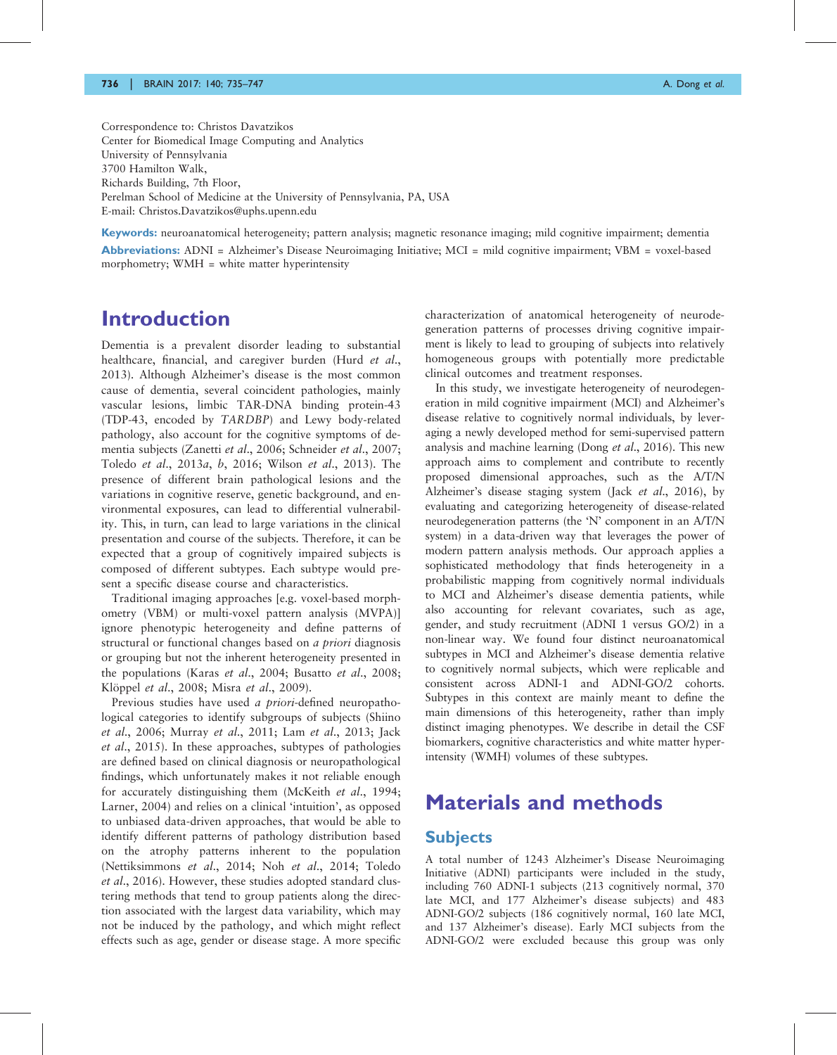Correspondence to: Christos Davatzikos
Center for Biomedical Image Computing and Analytics
University of Pennsylvania
3700 Hamilton Walk,
Richards Building, 7th Floor,
Perelman School of Medicine at the University of Pennsylvania, PA, USA
E-mail: Christos.Davatzikos@uphs.upenn.edu

**Keywords:** neuroanatomical heterogeneity; pattern analysis; magnetic resonance imaging; mild cognitive impairment; dementia

**Abbreviations:** ADNI = Alzheimer's Disease Neuroimaging Initiative; MCI = mild cognitive impairment; VBM = voxel-based morphometry; WMH = white matter hyperintensity

# Introduction

Dementia is a prevalent disorder leading to substantial healthcare, financial, and caregiver burden (Hurd *et al.*, 2013). Although Alzheimer's disease is the most common cause of dementia, several coincident pathologies, mainly vascular lesions, limbic TAR-DNA binding protein-43 (TDP-43, encoded by *TARDBP*) and Lewy body-related pathology, also account for the cognitive symptoms of dementia subjects (Zanetti *et al.*, 2006; Schneider *et al.*, 2007; Toledo *et al.*, 2013*a*, *b*, 2016; Wilson *et al.*, 2013). The presence of different brain pathological lesions and the variations in cognitive reserve, genetic background, and environmental exposures, can lead to differential vulnerability. This, in turn, can lead to large variations in the clinical presentation and course of the subjects. Therefore, it can be expected that a group of cognitively impaired subjects is composed of different subtypes. Each subtype would present a specific disease course and characteristics.

Traditional imaging approaches [e.g. voxel-based morphometry (VBM) or multi-voxel pattern analysis (MVPA)] ignore phenotypic heterogeneity and define patterns of structural or functional changes based on *a priori* diagnosis or grouping but not the inherent heterogeneity presented in the populations (Karas *et al.*, 2004; Busatto *et al.*, 2008; Klöppel *et al.*, 2008; Misra *et al.*, 2009).

Previous studies have used *a priori*-defined neuropathological categories to identify subgroups of subjects (Shiino *et al.*, 2006; Murray *et al.*, 2011; Lam *et al.*, 2013; Jack *et al.*, 2015). In these approaches, subtypes of pathologies are defined based on clinical diagnosis or neuropathological findings, which unfortunately makes it not reliable enough for accurately distinguishing them (McKeith *et al.*, 1994; Larner, 2004) and relies on a clinical 'intuition', as opposed to unbiased data-driven approaches, that would be able to identify different patterns of pathology distribution based on the atrophy patterns inherent to the population (Nettiksimmons *et al.*, 2014; Noh *et al.*, 2014; Toledo *et al.*, 2016). However, these studies adopted standard clustering methods that tend to group patients along the direction associated with the largest data variability, which may not be induced by the pathology, and which might reflect effects such as age, gender or disease stage. A more specific characterization of anatomical heterogeneity of neurodegeneration patterns of processes driving cognitive impairment is likely to lead to grouping of subjects into relatively homogeneous groups with potentially more predictable clinical outcomes and treatment responses.

In this study, we investigate heterogeneity of neurodegeneration in mild cognitive impairment (MCI) and Alzheimer's disease relative to cognitively normal individuals, by leveraging a newly developed method for semi-supervised pattern analysis and machine learning (Dong *et al.*, 2016). This new approach aims to complement and contribute to recently proposed dimensional approaches, such as the A/T/N Alzheimer's disease staging system (Jack *et al.*, 2016), by evaluating and categorizing heterogeneity of disease-related neurodegeneration patterns (the 'N' component in an A/T/N system) in a data-driven way that leverages the power of modern pattern analysis methods. Our approach applies a sophisticated methodology that finds heterogeneity in a probabilistic mapping from cognitively normal individuals to MCI and Alzheimer's disease dementia patients, while also accounting for relevant covariates, such as age, gender, and study recruitment (ADNI 1 versus GO/2) in a non-linear way. We found four distinct neuroanatomical subtypes in MCI and Alzheimer's disease dementia relative to cognitively normal subjects, which were replicable and consistent across ADNI-1 and ADNI-GO/2 cohorts. Subtypes in this context are mainly meant to define the main dimensions of this heterogeneity, rather than imply distinct imaging phenotypes. We describe in detail the CSF biomarkers, cognitive characteristics and white matter hyperintensity (WMH) volumes of these subtypes.

# Materials and methods

## Subjects

A total number of 1243 Alzheimer's Disease Neuroimaging Initiative (ADNI) participants were included in the study, including 760 ADNI-1 subjects (213 cognitively normal, 370 late MCI, and 177 Alzheimer's disease subjects) and 483 ADNI-GO/2 subjects (186 cognitively normal, 160 late MCI, and 137 Alzheimer's disease). Early MCI subjects from the ADNI-GO/2 were excluded because this group was only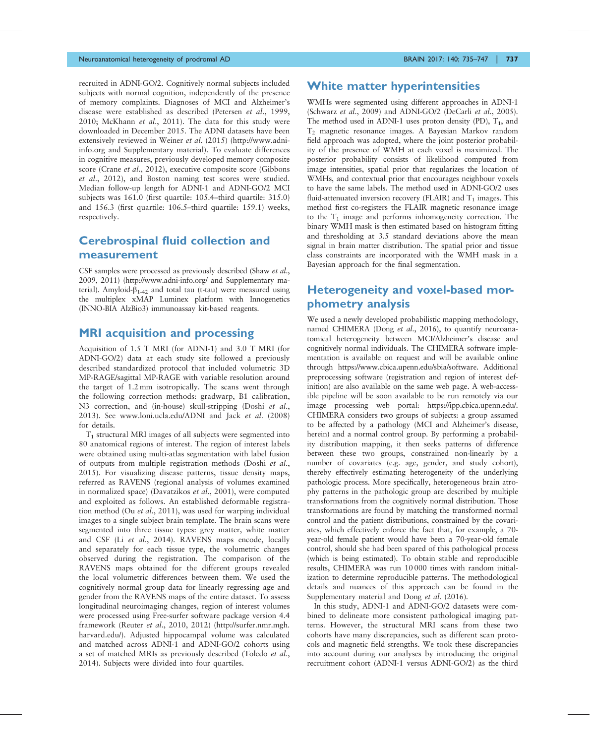recruited in ADNI-GO/2. Cognitively normal subjects included subjects with normal cognition, independently of the presence of memory complaints. Diagnoses of MCI and Alzheimer's disease were established as described (Petersen *et al.*, 1999, 2010; McKhann *et al.*, 2011). The data for this study were downloaded in December 2015. The ADNI datasets have been extensively reviewed in Weiner *et al.* (2015) (http://www.adni-info.org and Supplementary material). To evaluate differences in cognitive measures, previously developed memory composite score (Crane *et al.*, 2012), executive composite score (Gibbons *et al.*, 2012), and Boston naming test scores were studied. Median follow-up length for ADNI-1 and ADNI-GO/2 MCI subjects was 161.0 (first quartile: 105.4–third quartile: 315.0) and 156.3 (first quartile: 106.5–third quartile: 159.1) weeks, respectively.

## Cerebrospinal fluid collection and measurement

CSF samples were processed as previously described (Shaw *et al.*, 2009, 2011) (http://www.adni-info.org/ and Supplementary material). Amyloid-$\beta_{1-42}$ and total tau (t-tau) were measured using the multiplex xMAP Luminex platform with Innogenetics (INNO-BIA AlzBio3) immunoassay kit-based reagents.

## MRI acquisition and processing

Acquisition of 1.5 T MRI (for ADNI-1) and 3.0 T MRI (for ADNI-GO/2) data at each study site followed a previously described standardized protocol that included volumetric 3D MP-RAGE/sagittal MP-RAGE with variable resolution around the target of 1.2 mm isotropically. The scans went through the following correction methods: gradwarp, B1 calibration, N3 correction, and (in-house) skull-stripping (Doshi *et al.*, 2013). See www.loni.ucla.edu/ADNI and Jack *et al.* (2008) for details.

$T_1$ structural MRI images of all subjects were segmented into 80 anatomical regions of interest. The region of interest labels were obtained using multi-atlas segmentation with label fusion of outputs from multiple registration methods (Doshi *et al.*, 2015). For visualizing disease patterns, tissue density maps, referred as RAVENS (regional analysis of volumes examined in normalized space) (Davatzikos *et al.*, 2001), were computed and exploited as follows. An established deformable registration method (Ou *et al.*, 2011), was used for warping individual images to a single subject brain template. The brain scans were segmented into three tissue types: grey matter, white matter and CSF (Li *et al.*, 2014). RAVENS maps encode, locally and separately for each tissue type, the volumetric changes observed during the registration. The comparison of the RAVENS maps obtained for the different groups revealed the local volumetric differences between them. We used the cognitively normal group data for linearly regressing age and gender from the RAVENS maps of the entire dataset. To assess longitudinal neuroimaging changes, region of interest volumes were processed using Free-surfer software package version 4.4 framework (Reuter *et al.*, 2010, 2012) (http://surfer.nmr.mgh.harvard.edu/). Adjusted hippocampal volume was calculated and matched across ADNI-1 and ADNI-GO/2 cohorts using a set of matched MRIs as previously described (Toledo *et al.*, 2014). Subjects were divided into four quartiles.

## White matter hyperintensities

WMHs were segmented using different approaches in ADNI-1 (Schwarz *et al.*, 2009) and ADNI-GO/2 (DeCarli *et al.*, 2005). The method used in ADNI-1 uses proton density (PD), $T_1$, and $T_2$ magnetic resonance images. A Bayesian Markov random field approach was adopted, where the joint posterior probability of the presence of WMH at each voxel is maximized. The posterior probability consists of likelihood computed from image intensities, spatial prior that regularizes the location of WMHs, and contextual prior that encourages neighbour voxels to have the same labels. The method used in ADNI-GO/2 uses fluid-attenuated inversion recovery (FLAIR) and $T_1$ images. This method first co-registers the FLAIR magnetic resonance image to the $T_1$ image and performs inhomogeneity correction. The binary WMH mask is then estimated based on histogram fitting and thresholding at 3.5 standard deviations above the mean signal in brain matter distribution. The spatial prior and tissue class constraints are incorporated with the WMH mask in a Bayesian approach for the final segmentation.

## Heterogeneity and voxel-based morphometry analysis

We used a newly developed probabilistic mapping methodology, named CHIMERA (Dong *et al.*, 2016), to quantify neuroanatomical heterogeneity between MCI/Alzheimer's disease and cognitively normal individuals. The CHIMERA software implementation is available on request and will be available online through https://www.cbica.upenn.edu/sbia/software. Additional preprocessing software (registration and region of interest definition) are also available on the same web page. A web-accessible pipeline will be soon available to be run remotely via our image processing web portal: https://ipp.cbica.upenn.edu/. CHIMERA considers two groups of subjects: a group assumed to be affected by a pathology (MCI and Alzheimer's disease, herein) and a normal control group. By performing a probability distribution mapping, it then seeks patterns of difference between these two groups, constrained non-linearly by a number of covariates (e.g. age, gender, and study cohort), thereby effectively estimating heterogeneity of the underlying pathologic process. More specifically, heterogeneous brain atrophy patterns in the pathologic group are described by multiple transformations from the cognitively normal distribution. Those transformations are found by matching the transformed normal control and the patient distributions, constrained by the covariates, which effectively enforce the fact that, for example, a 70-year-old female patient would have been a 70-year-old female control, should she had been spared of this pathological process (which is being estimated). To obtain stable and reproducible results, CHIMERA was run 10 000 times with random initialization to determine reproducible patterns. The methodological details and nuances of this approach can be found in the Supplementary material and Dong *et al.* (2016).

In this study, ADNI-1 and ADNI-GO/2 datasets were combined to delineate more consistent pathological imaging patterns. However, the structural MRI scans from these two cohorts have many discrepancies, such as different scan protocols and magnetic field strengths. We took these discrepancies into account during our analyses by introducing the original recruitment cohort (ADNI-1 versus ADNI-GO/2) as the third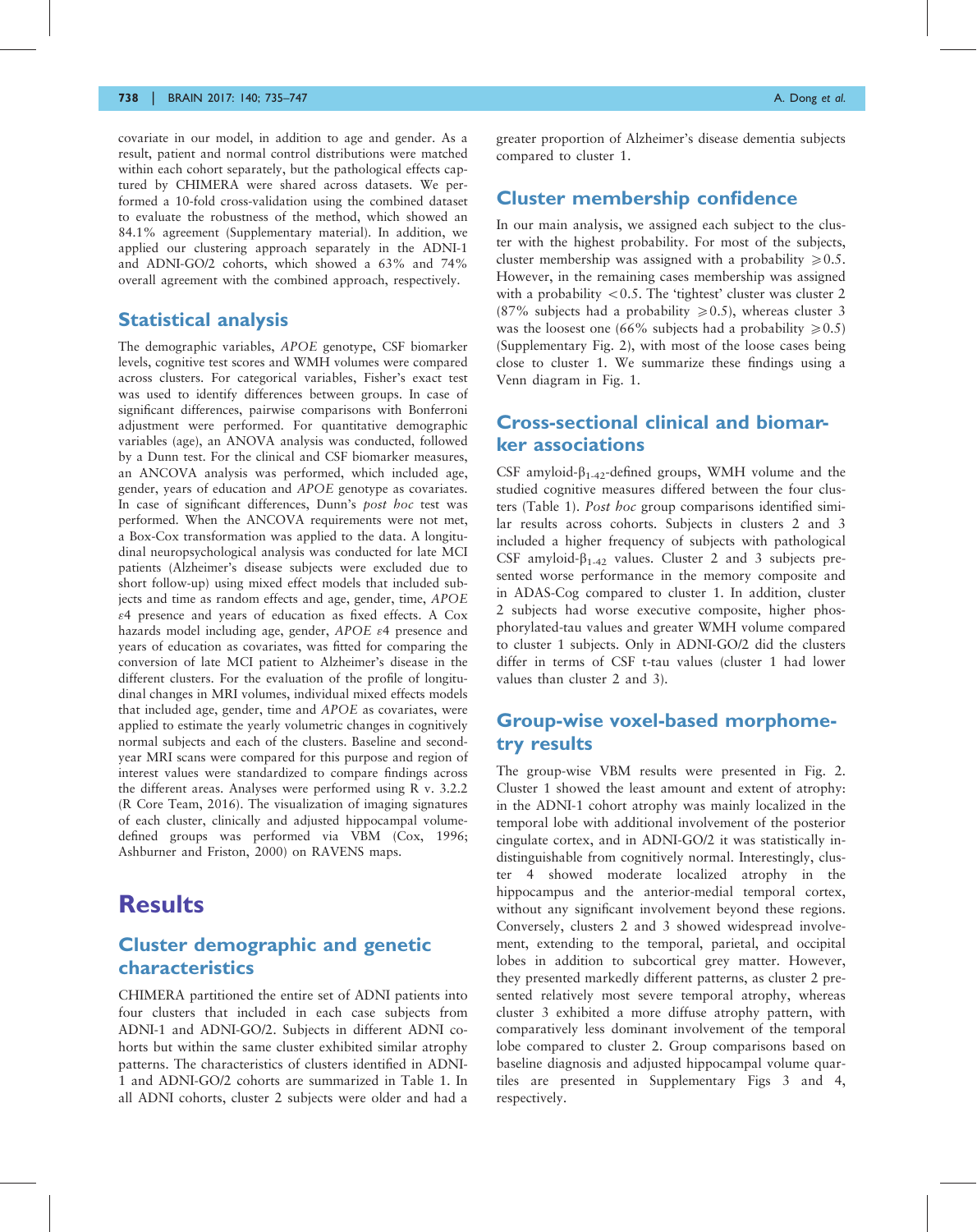covariate in our model, in addition to age and gender. As a result, patient and normal control distributions were matched within each cohort separately, but the pathological effects captured by CHIMERA were shared across datasets. We performed a 10-fold cross-validation using the combined dataset to evaluate the robustness of the method, which showed an 84.1% agreement (Supplementary material). In addition, we applied our clustering approach separately in the ADNI-1 and ADNI-GO/2 cohorts, which showed a 63% and 74% overall agreement with the combined approach, respectively.

## Statistical analysis

The demographic variables, *APOE* genotype, CSF biomarker levels, cognitive test scores and WMH volumes were compared across clusters. For categorical variables, Fisher's exact test was used to identify differences between groups. In case of significant differences, pairwise comparisons with Bonferroni adjustment were performed. For quantitative demographic variables (age), an ANOVA analysis was conducted, followed by a Dunn test. For the clinical and CSF biomarker measures, an ANCOVA analysis was performed, which included age, gender, years of education and *APOE* genotype as covariates. In case of significant differences, Dunn's *post hoc* test was performed. When the ANCOVA requirements were not met, a Box-Cox transformation was applied to the data. A longitudinal neuropsychological analysis was conducted for late MCI patients (Alzheimer's disease subjects were excluded due to short follow-up) using mixed effect models that included subjects and time as random effects and age, gender, time, *APOE* $\varepsilon4$ presence and years of education as fixed effects. A Cox hazards model including age, gender, *APOE* $\varepsilon4$ presence and years of education as covariates, was fitted for comparing the conversion of late MCI patient to Alzheimer's disease in the different clusters. For the evaluation of the profile of longitudinal changes in MRI volumes, individual mixed effects models that included age, gender, time and *APOE* as covariates, were applied to estimate the yearly volumetric changes in cognitively normal subjects and each of the clusters. Baseline and second-year MRI scans were compared for this purpose and region of interest values were standardized to compare findings across the different areas. Analyses were performed using R v. 3.2.2 (R Core Team, 2016). The visualization of imaging signatures of each cluster, clinically and adjusted hippocampal volume-defined groups was performed via VBM (Cox, 1996; Ashburner and Friston, 2000) on RAVENS maps.

# Results

## Cluster demographic and genetic characteristics

CHIMERA partitioned the entire set of ADNI patients into four clusters that included in each case subjects from ADNI-1 and ADNI-GO/2. Subjects in different ADNI cohorts but within the same cluster exhibited similar atrophy patterns. The characteristics of clusters identified in ADNI-1 and ADNI-GO/2 cohorts are summarized in Table 1. In all ADNI cohorts, cluster 2 subjects were older and had a greater proportion of Alzheimer's disease dementia subjects compared to cluster 1.

## Cluster membership confidence

In our main analysis, we assigned each subject to the cluster with the highest probability. For most of the subjects, cluster membership was assigned with a probability $\geqslant 0.5$. However, in the remaining cases membership was assigned with a probability $< 0.5$. The 'tightest' cluster was cluster 2 (87% subjects had a probability $\geqslant 0.5$), whereas cluster 3 was the loosest one (66% subjects had a probability $\geqslant 0.5$) (Supplementary Fig. 2), with most of the loose cases being close to cluster 1. We summarize these findings using a Venn diagram in Fig. 1.

## Cross-sectional clinical and biomarker associations

CSF amyloid-$\beta_{1\text{-}42}$-defined groups, WMH volume and the studied cognitive measures differed between the four clusters (Table 1). *Post hoc* group comparisons identified similar results across cohorts. Subjects in clusters 2 and 3 included a higher frequency of subjects with pathological CSF amyloid-$\beta_{1\text{-}42}$ values. Cluster 2 and 3 subjects presented worse performance in the memory composite and in ADAS-Cog compared to cluster 1. In addition, cluster 2 subjects had worse executive composite, higher phosphorylated-tau values and greater WMH volume compared to cluster 1 subjects. Only in ADNI-GO/2 did the clusters differ in terms of CSF t-tau values (cluster 1 had lower values than cluster 2 and 3).

## Group-wise voxel-based morphometry results

The group-wise VBM results were presented in Fig. 2. Cluster 1 showed the least amount and extent of atrophy: in the ADNI-1 cohort atrophy was mainly localized in the temporal lobe with additional involvement of the posterior cingulate cortex, and in ADNI-GO/2 it was statistically indistinguishable from cognitively normal. Interestingly, cluster 4 showed moderate localized atrophy in the hippocampus and the anterior-medial temporal cortex, without any significant involvement beyond these regions. Conversely, clusters 2 and 3 showed widespread involvement, extending to the temporal, parietal, and occipital lobes in addition to subcortical grey matter. However, they presented markedly different patterns, as cluster 2 presented relatively most severe temporal atrophy, whereas cluster 3 exhibited a more diffuse atrophy pattern, with comparatively less dominant involvement of the temporal lobe compared to cluster 2. Group comparisons based on baseline diagnosis and adjusted hippocampal volume quartiles are presented in Supplementary Figs 3 and 4, respectively.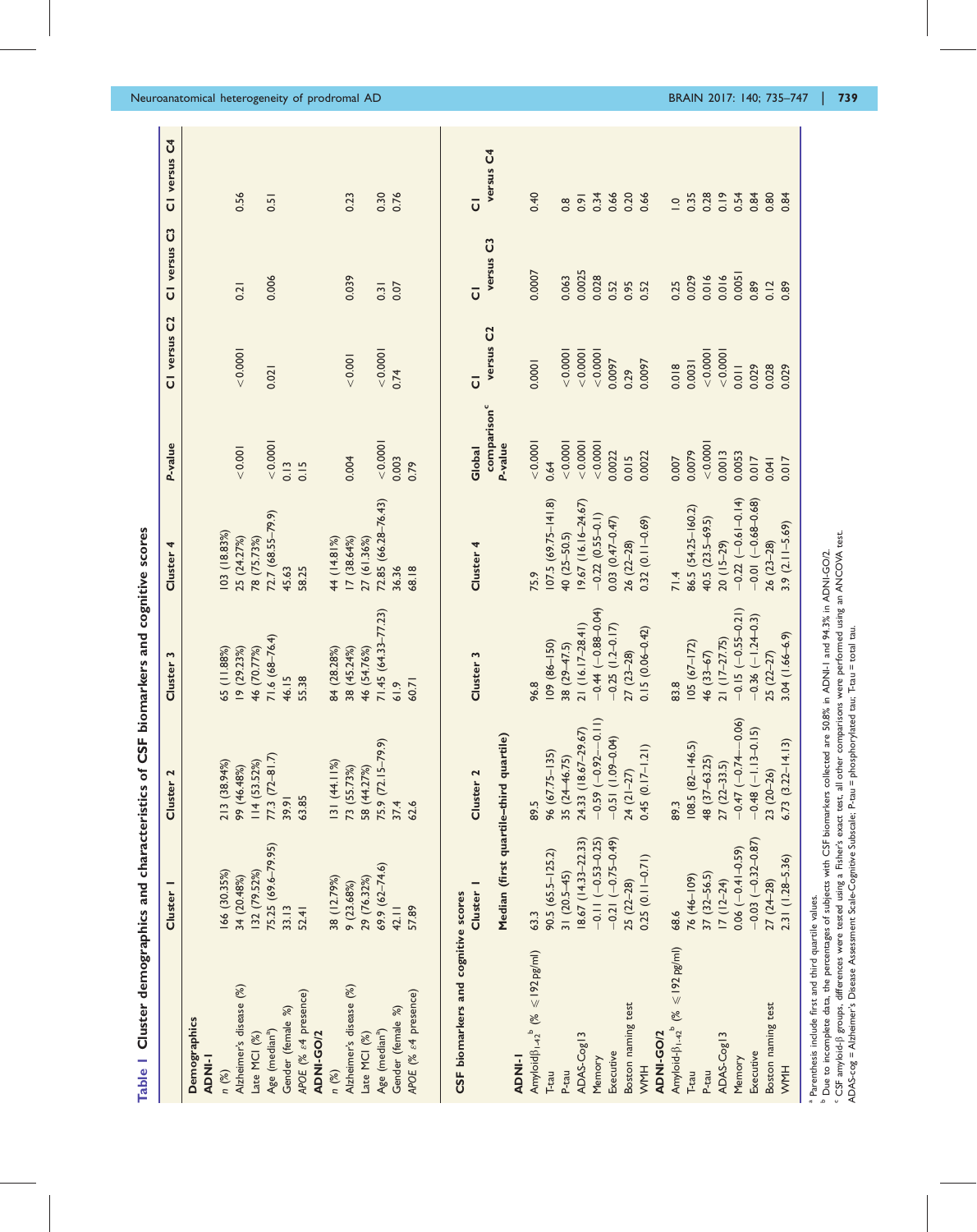**Table 1 Cluster demographics and characteristics of CSF biomarkers and cognitive scores**

| | Cluster 1 | Cluster 2 | Cluster 3 | Cluster 4 | P-value | C1 versus C2 | C1 versus C3 | C1 versus C4 |
|---|---|---|---|---|---|---|---|---|
| **Demographics** | | | | | | | | |
| **ADNI-1** | | | | | | | | |
| n (%) | 166 (30.35%) | 213 (38.94%) | 65 (11.88%) | 103 (18.83%) | | | | |
| Alzheimer's disease (%) | 34 (20.48%) | 99 (46.48%) | 19 (29.23%) | 25 (24.27%) | < 0.001 | < 0.0001 | 0.21 | 0.56 |
| Late MCI (%) | 132 (79.52%) | 114 (53.52%) | 46 (70.77%) | 78 (75.73%) | | | | |
| Age (median[a]) | 75.25 (69.6–79.95) | 77.3 (72–81.7) | 71.6 (68–76.4) | 72.7 (68.55–79.9) | < 0.0001 | 0.021 | 0.006 | 0.51 |
| Gender (female %) | 33.13 | 39.91 | 46.15 | 45.63 | 0.13 | | | |
| APOE (% ε4 presence) | 52.41 | 63.85 | 55.38 | 58.25 | 0.15 | | | |
| **ADNI-GO/2** | | | | | | | | |
| n (%) | 38 (12.79%) | 131 (44.11%) | 84 (28.28%) | 44 (14.81%) | | | | |
| Alzheimer's disease (%) | 9 (23.68%) | 73 (55.73%) | 38 (45.24%) | 17 (38.64%) | 0.004 | < 0.001 | 0.039 | 0.23 |
| Late MCI (%) | 29 (76.32%) | 58 (44.27%) | 46 (54.76%) | 27 (61.36%) | | | | |
| Age (median[a]) | 69.9 (62–74.6) | 75.9 (72.15–79.9) | 71.45 (64.33–77.23) | 72.85 (66.28–76.43) | < 0.0001 | < 0.0001 | 0.31 | 0.30 |
| Gender (female %) | 42.11 | 37.4 | 61.9 | 36.36 | 0.003 | 0.74 | 0.07 | 0.76 |
| APOE (% ε4 presence) | 57.89 | 62.6 | 60.71 | 68.18 | 0.79 | | | |

| CSF biomarkers and cognitive scores | Cluster 1 | Cluster 2 | Cluster 3 | Cluster 4 | Global comparison[c] P-value | C1 versus C2 | C1 versus C3 | C1 versus C4 |
|---|---|---|---|---|---|---|---|---|
| | Median (first quartile–third quartile) | | | | | | | |
| **ADNI-1** | | | | | | | | |
| Amyloid $\beta_{1-42}$[b] (% ≤ 192 pg/ml) | 63.3 | 89.5 | 96.8 | 75.9 | < 0.0001 | 0.0001 | 0.0007 | 0.40 |
| T-tau | 90.5 (65.5–125.2) | 96 (67.75–135) | 109 (86–150) | 107.5 (69.75–141.8) | 0.64 | | | |
| P-tau | 31 (20.5–45) | 35 (24–46.75) | 38 (29–47.5) | 40 (25–50.5) | < 0.0001 | < 0.0001 | 0.063 | 0.8 |
| ADAS-Cog13 | 18.67 (14.33–22.33) | 24.33 (18.67–29.67) | 21 (16.17–28.41) | 19.67 (16.16–24.67) | < 0.0001 | < 0.0001 | 0.0025 | 0.91 |
| Memory | −0.11 (−0.53–0.25) | −0.59 (−0.92–−0.11) | −0.44 (−0.88–0.04) | −0.22 (0.55–0.1) | < 0.0001 | < 0.0001 | 0.028 | 0.34 |
| Executive | −0.21 (−0.75–0.49) | −0.51 (1.09–0.04) | −0.25 (1.2–0.17) | 0.03 (0.47–0.47) | 0.0022 | 0.0097 | 0.52 | 0.66 |
| Boston naming test | 25 (22–28) | 24 (21–27) | 27 (23–28) | 26 (22–28) | 0.015 | 0.29 | 0.95 | 0.20 |
| WMH | 0.25 (0.11–0.71) | 0.45 (0.17–1.21) | 0.15 (0.06–0.42) | 0.32 (0.11–0.69) | 0.0022 | 0.0097 | 0.52 | 0.66 |
| **ADNI-GO/2** | | | | | | | | |
| Amyloid $\beta_{1-42}$[b] (% ≤ 192 pg/ml) | 68.6 | 89.3 | 83.8 | 71.4 | 0.007 | 0.018 | 0.25 | 1.0 |
| T-tau | 76 (46–109) | 108.5 (82–146.5) | 105 (67–172) | 86.5 (54.25–160.2) | 0.0079 | 0.0031 | 0.029 | 0.35 |
| P-tau | 37 (32–56.5) | 48 (37–63.25) | 46 (33–67) | 40.5 (23.5–69.5) | < 0.0001 | < 0.0001 | 0.016 | 0.28 |
| ADAS-Cog13 | 17 (12–24) | 27 (22–33.5) | 21 (17–27.75) | 20 (15–29) | 0.0013 | < 0.0001 | 0.016 | 0.19 |
| Memory | 0.06 (−0.41–0.59) | −0.47 (−0.74–−0.06) | −0.15 (−0.55–0.21) | −0.22 (−0.61–0.14) | 0.0053 | 0.011 | 0.0051 | 0.54 |
| Executive | −0.03 (−0.32–0.87) | −0.48 (−1.13–0.15) | −0.36 (−1.24–0.3) | −0.01 (−0.68–0.68) | 0.017 | 0.029 | 0.89 | 0.84 |
| Boston naming test | 27 (24–28) | 23 (20–26) | 25 (22–27) | 26 (23–28) | 0.041 | 0.028 | 0.12 | 0.80 |
| WMH | 2.31 (1.28–5.36) | 6.73 (3.22–14.13) | 3.04 (1.66–6.9) | 3.9 (2.11–5.69) | 0.017 | 0.029 | 0.89 | 0.84 |

[a] Parenthesis include first and third quartile values.
[b] Due to incomplete data, the percentages of subjects with CSF biomarkers collected are 50.8% in ADNI-1 and 94.3% in ADNI-GO/2.
[c] CSF amyloid-β groups, differences were tested using a Fisher's exact test, all other comparisons were performed using an ANCOVA test.
ADAS-cog = Alzheimer's Disease Assessment Scale-Cognitive Subscale; P-tau = phosphorylated tau; T-tau = total tau.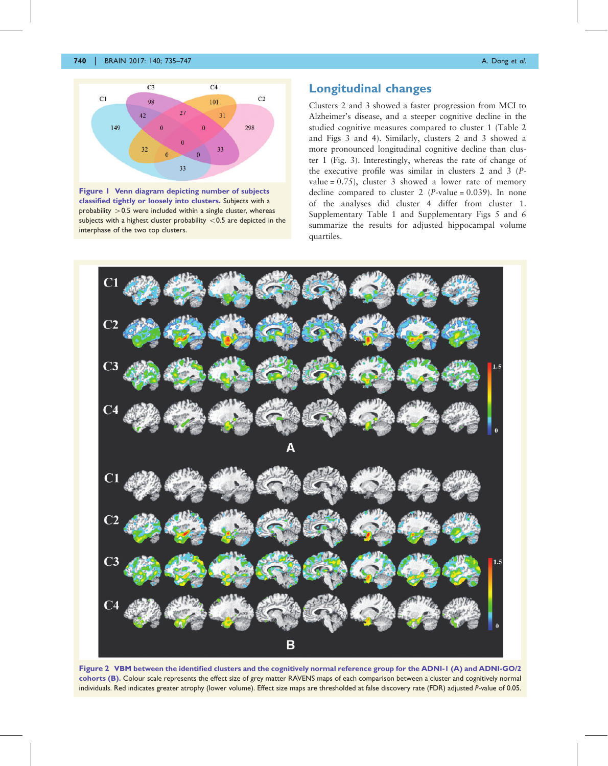Figure 1 Venn diagram depicting number of subjects classified tightly or loosely into clusters. Subjects with a probability > 0.5 were included within a single cluster, whereas subjects with a highest cluster probability < 0.5 are depicted in the interphase of the two top clusters.

## Longitudinal changes

Clusters 2 and 3 showed a faster progression from MCI to Alzheimer's disease, and a steeper cognitive decline in the studied cognitive measures compared to cluster 1 (Table 2 and Figs 3 and 4). Similarly, clusters 2 and 3 showed a more pronounced longitudinal cognitive decline than cluster 1 (Fig. 3). Interestingly, whereas the rate of change of the executive profile was similar in clusters 2 and 3 ($P$-value = 0.75), cluster 3 showed a lower rate of memory decline compared to cluster 2 ($P$-value = 0.039). In none of the analyses did cluster 4 differ from cluster 1. Supplementary Table 1 and Supplementary Figs 5 and 6 summarize the results for adjusted hippocampal volume quartiles.

Figure 2 VBM between the identified clusters and the cognitively normal reference group for the ADNI-1 (A) and ADNI-GO/2 cohorts (B). Colour scale represents the effect size of grey matter RAVENS maps of each comparison between a cluster and cognitively normal individuals. Red indicates greater atrophy (lower volume). Effect size maps are thresholded at false discovery rate (FDR) adjusted $P$-value of 0.05.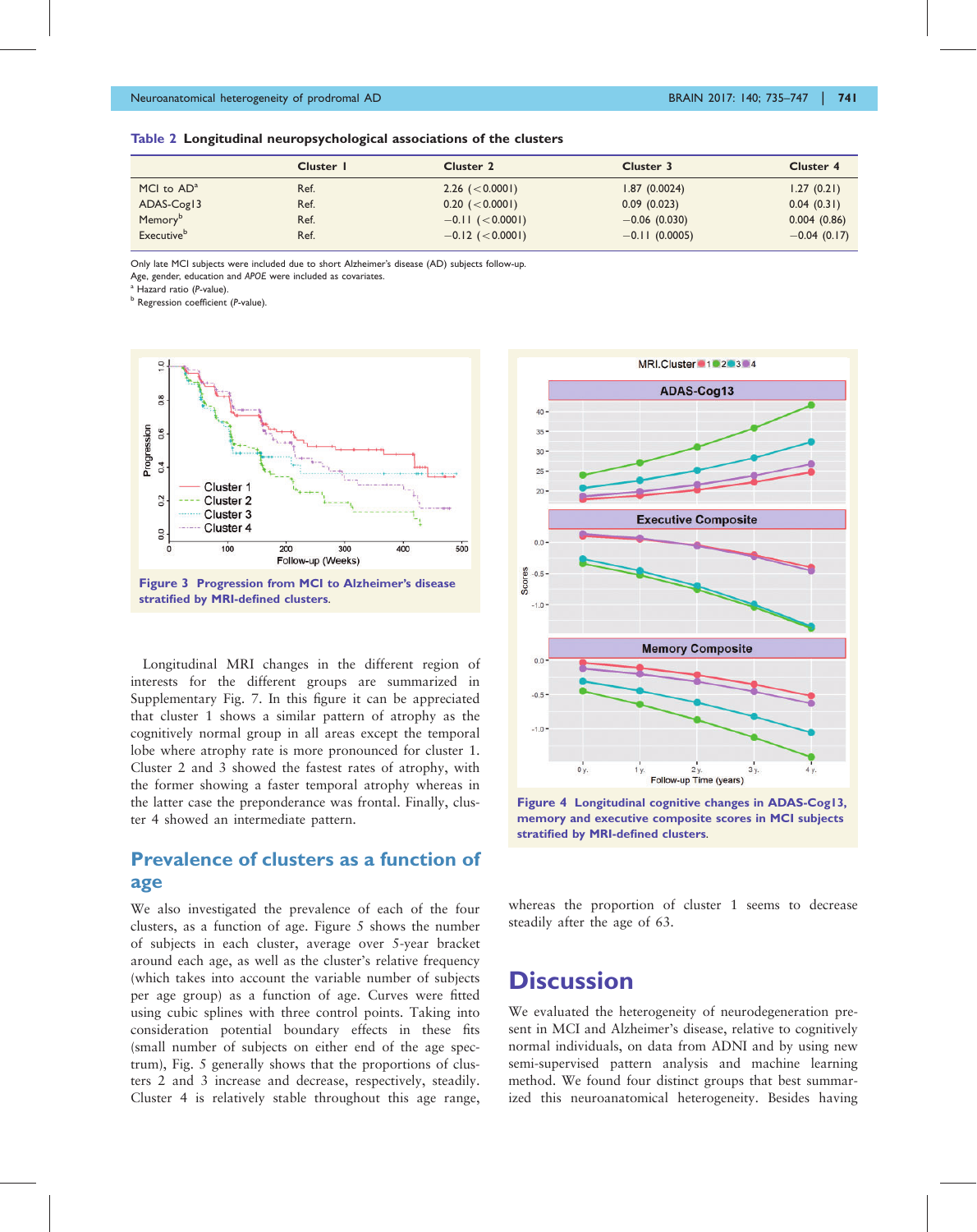**Table 2 Longitudinal neuropsychological associations of the clusters**

| | Cluster 1 | Cluster 2 | Cluster 3 | Cluster 4 |
|---|---|---|---|---|
| MCI to AD[a] | Ref. | 2.26 (<0.0001) | 1.87 (0.0024) | 1.27 (0.21) |
| ADAS-Cog13 | Ref. | 0.20 (<0.0001) | 0.09 (0.023) | 0.04 (0.31) |
| Memory[b] | Ref. | −0.11 (<0.0001) | −0.06 (0.030) | 0.004 (0.86) |
| Executive[b] | Ref. | −0.12 (<0.0001) | −0.11 (0.0005) | −0.04 (0.17) |

Only late MCI subjects were included due to short Alzheimer's disease (AD) subjects follow-up.
Age, gender, education and *APOE* were included as covariates.
[a] Hazard ratio (*P*-value).
[b] Regression coefficient (*P*-value).

**Figure 3 Progression from MCI to Alzheimer's disease stratified by MRI-defined clusters.**

**Figure 4 Longitudinal cognitive changes in ADAS-Cog13, memory and executive composite scores in MCI subjects stratified by MRI-defined clusters.**

Longitudinal MRI changes in the different region of interests for the different groups are summarized in Supplementary Fig. 7. In this figure it can be appreciated that cluster 1 shows a similar pattern of atrophy as the cognitively normal group in all areas except the temporal lobe where atrophy rate is more pronounced for cluster 1. Cluster 2 and 3 showed the fastest rates of atrophy, with the former showing a faster temporal atrophy whereas in the latter case the preponderance was frontal. Finally, cluster 4 showed an intermediate pattern.

## Prevalence of clusters as a function of age

We also investigated the prevalence of each of the four clusters, as a function of age. Figure 5 shows the number of subjects in each cluster, average over 5-year bracket around each age, as well as the cluster's relative frequency (which takes into account the variable number of subjects per age group) as a function of age. Curves were fitted using cubic splines with three control points. Taking into consideration potential boundary effects in these fits (small number of subjects on either end of the age spectrum), Fig. 5 generally shows that the proportions of clusters 2 and 3 increase and decrease, respectively, steadily. Cluster 4 is relatively stable throughout this age range, whereas the proportion of cluster 1 seems to decrease steadily after the age of 63.

# Discussion

We evaluated the heterogeneity of neurodegeneration present in MCI and Alzheimer's disease, relative to cognitively normal individuals, on data from ADNI and by using new semi-supervised pattern analysis and machine learning method. We found four distinct groups that best summarized this neuroanatomical heterogeneity. Besides having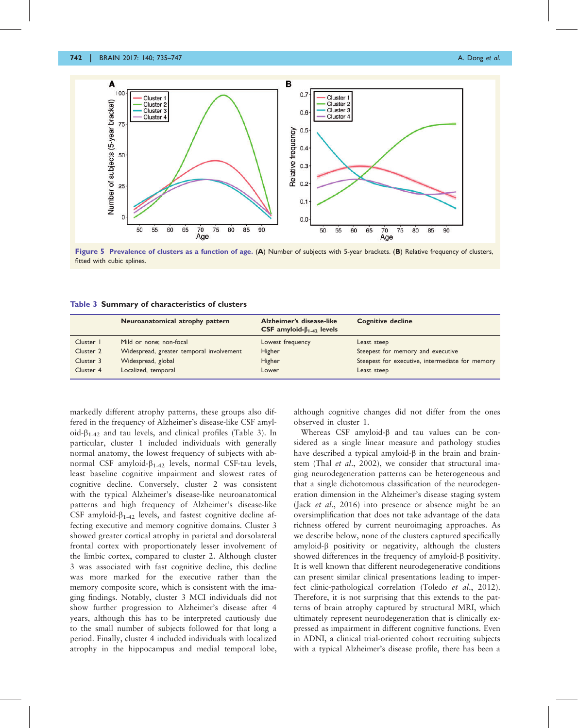**Figure 5 Prevalence of clusters as a function of age.** (**A**) Number of subjects with 5-year brackets. (**B**) Relative frequency of clusters, fitted with cubic splines.

**Table 3 Summary of characteristics of clusters**

| | Neuroanatomical atrophy pattern | Alzheimer's disease-like CSF amyloid-$\beta_{1\text{-}42}$ levels | Cognitive decline |
|---|---|---|---|
| Cluster 1 | Mild or none; non-focal | Lowest frequency | Least steep |
| Cluster 2 | Widespread, greater temporal involvement | Higher | Steepest for memory and executive |
| Cluster 3 | Widespread, global | Higher | Steepest for executive, intermediate for memory |
| Cluster 4 | Localized, temporal | Lower | Least steep |

markedly different atrophy patterns, these groups also differed in the frequency of Alzheimer's disease-like CSF amyloid-$\beta_{1\text{-}42}$ and tau levels, and clinical profiles (Table 3). In particular, cluster 1 included individuals with generally normal anatomy, the lowest frequency of subjects with abnormal CSF amyloid-$\beta_{1\text{-}42}$ levels, normal CSF-tau levels, least baseline cognitive impairment and slowest rates of cognitive decline. Conversely, cluster 2 was consistent with the typical Alzheimer's disease-like neuroanatomical patterns and high frequency of Alzheimer's disease-like CSF amyloid-$\beta_{1\text{-}42}$ levels, and fastest cognitive decline affecting executive and memory cognitive domains. Cluster 3 showed greater cortical atrophy in parietal and dorsolateral frontal cortex with proportionately lesser involvement of the limbic cortex, compared to cluster 2. Although cluster 3 was associated with fast cognitive decline, this decline was more marked for the executive rather than the memory composite score, which is consistent with the imaging findings. Notably, cluster 3 MCI individuals did not show further progression to Alzheimer's disease after 4 years, although this has to be interpreted cautiously due to the small number of subjects followed for that long a period. Finally, cluster 4 included individuals with localized atrophy in the hippocampus and medial temporal lobe, although cognitive changes did not differ from the ones observed in cluster 1.

Whereas CSF amyloid-β and tau values can be considered as a single linear measure and pathology studies have described a typical amyloid-β in the brain and brainstem (Thal *et al.*, 2002), we consider that structural imaging neurodegeneration patterns can be heterogeneous and that a single dichotomous classification of the neurodegeneration dimension in the Alzheimer's disease staging system (Jack *et al.*, 2016) into presence or absence might be an oversimplification that does not take advantage of the data richness offered by current neuroimaging approaches. As we describe below, none of the clusters captured specifically amyloid-β positivity or negativity, although the clusters showed differences in the frequency of amyloid-β positivity. It is well known that different neurodegenerative conditions can present similar clinical presentations leading to imperfect clinic-pathological correlation (Toledo *et al.*, 2012). Therefore, it is not surprising that this extends to the patterns of brain atrophy captured by structural MRI, which ultimately represent neurodegeneration that is clinically expressed as impairment in different cognitive functions. Even in ADNI, a clinical trial-oriented cohort recruiting subjects with a typical Alzheimer's disease profile, there has been a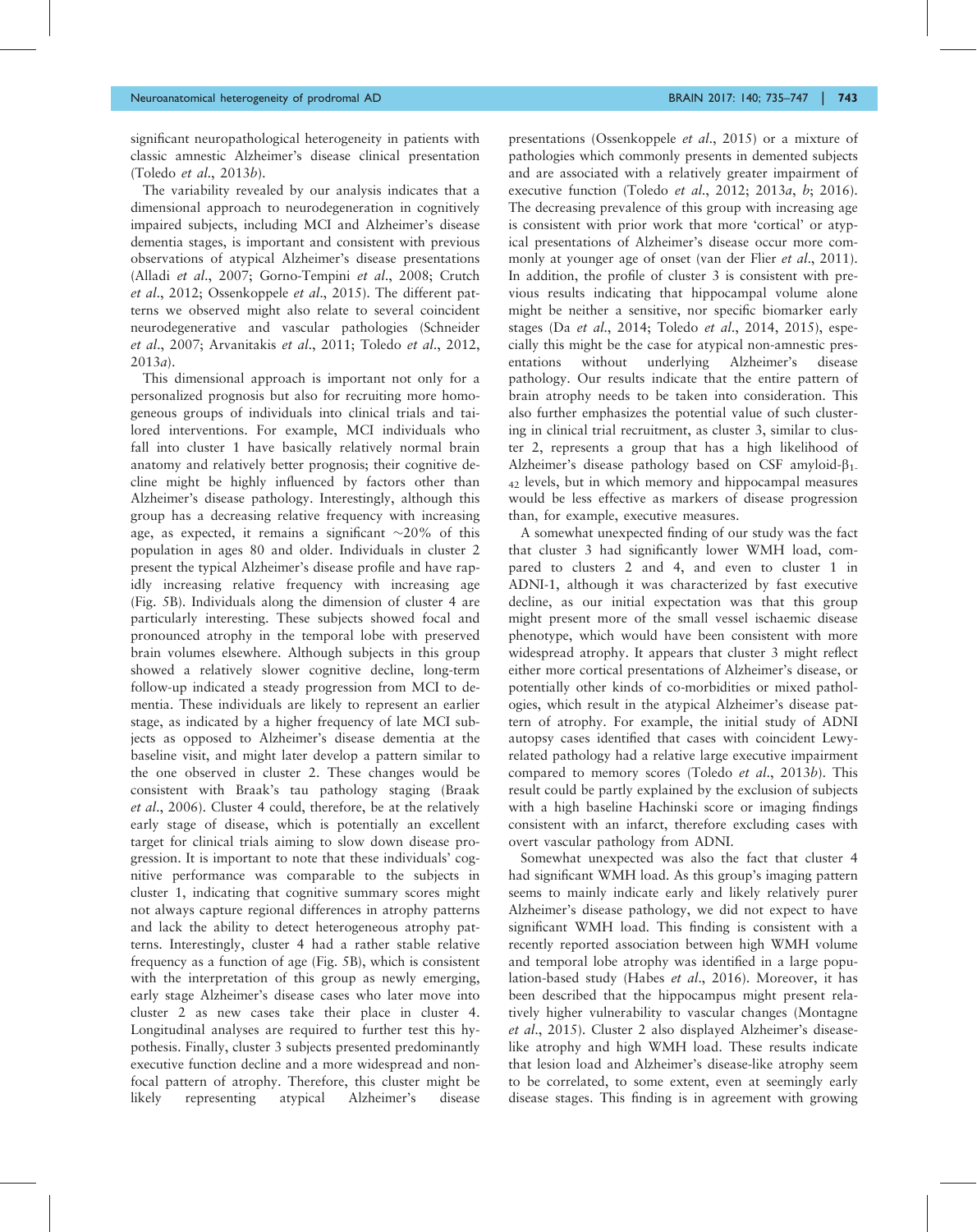significant neuropathological heterogeneity in patients with classic amnestic Alzheimer's disease clinical presentation (Toledo *et al.*, 2013*b*).

The variability revealed by our analysis indicates that a dimensional approach to neurodegeneration in cognitively impaired subjects, including MCI and Alzheimer's disease dementia stages, is important and consistent with previous observations of atypical Alzheimer's disease presentations (Alladi *et al.*, 2007; Gorno-Tempini *et al.*, 2008; Crutch *et al.*, 2012; Ossenkoppele *et al.*, 2015). The different patterns we observed might also relate to several coincident neurodegenerative and vascular pathologies (Schneider *et al.*, 2007; Arvanitakis *et al.*, 2011; Toledo *et al.*, 2012, 2013*a*).

This dimensional approach is important not only for a personalized prognosis but also for recruiting more homogeneous groups of individuals into clinical trials and tailored interventions. For example, MCI individuals who fall into cluster 1 have basically relatively normal brain anatomy and relatively better prognosis; their cognitive decline might be highly influenced by factors other than Alzheimer's disease pathology. Interestingly, although this group has a decreasing relative frequency with increasing age, as expected, it remains a significant ~20% of this population in ages 80 and older. Individuals in cluster 2 present the typical Alzheimer's disease profile and have rapidly increasing relative frequency with increasing age (Fig. 5B). Individuals along the dimension of cluster 4 are particularly interesting. These subjects showed focal and pronounced atrophy in the temporal lobe with preserved brain volumes elsewhere. Although subjects in this group showed a relatively slower cognitive decline, long-term follow-up indicated a steady progression from MCI to dementia. These individuals are likely to represent an earlier stage, as indicated by a higher frequency of late MCI subjects as opposed to Alzheimer's disease dementia at the baseline visit, and might later develop a pattern similar to the one observed in cluster 2. These changes would be consistent with Braak's tau pathology staging (Braak *et al.*, 2006). Cluster 4 could, therefore, be at the relatively early stage of disease, which is potentially an excellent target for clinical trials aiming to slow down disease progression. It is important to note that these individuals' cognitive performance was comparable to the subjects in cluster 1, indicating that cognitive summary scores might not always capture regional differences in atrophy patterns and lack the ability to detect heterogeneous atrophy patterns. Interestingly, cluster 4 had a rather stable relative frequency as a function of age (Fig. 5B), which is consistent with the interpretation of this group as newly emerging, early stage Alzheimer's disease cases who later move into cluster 2 as new cases take their place in cluster 4. Longitudinal analyses are required to further test this hypothesis. Finally, cluster 3 subjects presented predominantly executive function decline and a more widespread and nonfocal pattern of atrophy. Therefore, this cluster might be likely representing atypical Alzheimer's disease presentations (Ossenkoppele *et al.*, 2015) or a mixture of pathologies which commonly presents in demented subjects and are associated with a relatively greater impairment of executive function (Toledo *et al.*, 2012; 2013*a*, *b*; 2016). The decreasing prevalence of this group with increasing age is consistent with prior work that more 'cortical' or atypical presentations of Alzheimer's disease occur more commonly at younger age of onset (van der Flier *et al.*, 2011). In addition, the profile of cluster 3 is consistent with previous results indicating that hippocampal volume alone might be neither a sensitive, nor specific biomarker early stages (Da *et al.*, 2014; Toledo *et al.*, 2014, 2015), especially this might be the case for atypical non-amnestic presentations without underlying Alzheimer's disease pathology. Our results indicate that the entire pattern of brain atrophy needs to be taken into consideration. This also further emphasizes the potential value of such clustering in clinical trial recruitment, as cluster 3, similar to cluster 2, represents a group that has a high likelihood of Alzheimer's disease pathology based on CSF amyloid-$\beta_{1-42}$ levels, but in which memory and hippocampal measures would be less effective as markers of disease progression than, for example, executive measures.

A somewhat unexpected finding of our study was the fact that cluster 3 had significantly lower WMH load, compared to clusters 2 and 4, and even to cluster 1 in ADNI-1, although it was characterized by fast executive decline, as our initial expectation was that this group might present more of the small vessel ischaemic disease phenotype, which would have been consistent with more widespread atrophy. It appears that cluster 3 might reflect either more cortical presentations of Alzheimer's disease, or potentially other kinds of co-morbidities or mixed pathologies, which result in the atypical Alzheimer's disease pattern of atrophy. For example, the initial study of ADNI autopsy cases identified that cases with coincident Lewy-related pathology had a relative large executive impairment compared to memory scores (Toledo *et al.*, 2013*b*). This result could be partly explained by the exclusion of subjects with a high baseline Hachinski score or imaging findings consistent with an infarct, therefore excluding cases with overt vascular pathology from ADNI.

Somewhat unexpected was also the fact that cluster 4 had significant WMH load. As this group's imaging pattern seems to mainly indicate early and likely relatively purer Alzheimer's disease pathology, we did not expect to have significant WMH load. This finding is consistent with a recently reported association between high WMH volume and temporal lobe atrophy was identified in a large population-based study (Habes *et al.*, 2016). Moreover, it has been described that the hippocampus might present relatively higher vulnerability to vascular changes (Montagne *et al.*, 2015). Cluster 2 also displayed Alzheimer's disease-like atrophy and high WMH load. These results indicate that lesion load and Alzheimer's disease-like atrophy seem to be correlated, to some extent, even at seemingly early disease stages. This finding is in agreement with growing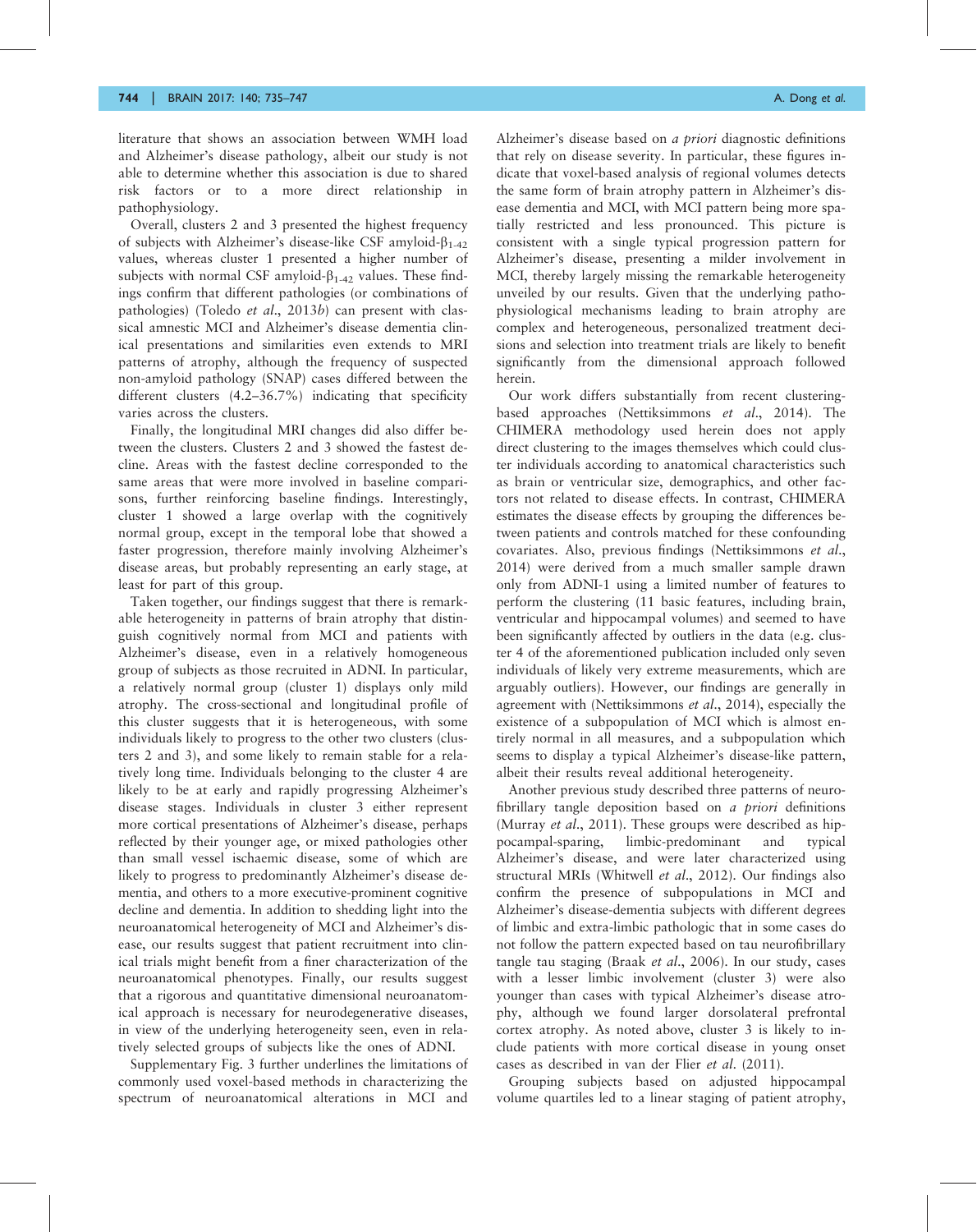literature that shows an association between WMH load and Alzheimer's disease pathology, albeit our study is not able to determine whether this association is due to shared risk factors or to a more direct relationship in pathophysiology.

Overall, clusters 2 and 3 presented the highest frequency of subjects with Alzheimer's disease-like CSF amyloid-$\beta_{1-42}$ values, whereas cluster 1 presented a higher number of subjects with normal CSF amyloid-$\beta_{1-42}$ values. These findings confirm that different pathologies (or combinations of pathologies) (Toledo *et al.*, 2013*b*) can present with classical amnestic MCI and Alzheimer's disease dementia clinical presentations and similarities even extends to MRI patterns of atrophy, although the frequency of suspected non-amyloid pathology (SNAP) cases differed between the different clusters (4.2–36.7%) indicating that specificity varies across the clusters.

Finally, the longitudinal MRI changes did also differ between the clusters. Clusters 2 and 3 showed the fastest decline. Areas with the fastest decline corresponded to the same areas that were more involved in baseline comparisons, further reinforcing baseline findings. Interestingly, cluster 1 showed a large overlap with the cognitively normal group, except in the temporal lobe that showed a faster progression, therefore mainly involving Alzheimer's disease areas, but probably representing an early stage, at least for part of this group.

Taken together, our findings suggest that there is remarkable heterogeneity in patterns of brain atrophy that distinguish cognitively normal from MCI and patients with Alzheimer's disease, even in a relatively homogeneous group of subjects as those recruited in ADNI. In particular, a relatively normal group (cluster 1) displays only mild atrophy. The cross-sectional and longitudinal profile of this cluster suggests that it is heterogeneous, with some individuals likely to progress to the other two clusters (clusters 2 and 3), and some likely to remain stable for a relatively long time. Individuals belonging to the cluster 4 are likely to be at early and rapidly progressing Alzheimer's disease stages. Individuals in cluster 3 either represent more cortical presentations of Alzheimer's disease, perhaps reflected by their younger age, or mixed pathologies other than small vessel ischaemic disease, some of which are likely to progress to predominantly Alzheimer's disease dementia, and others to a more executive-prominent cognitive decline and dementia. In addition to shedding light into the neuroanatomical heterogeneity of MCI and Alzheimer's disease, our results suggest that patient recruitment into clinical trials might benefit from a finer characterization of the neuroanatomical phenotypes. Finally, our results suggest that a rigorous and quantitative dimensional neuroanatomical approach is necessary for neurodegenerative diseases, in view of the underlying heterogeneity seen, even in relatively selected groups of subjects like the ones of ADNI.

Supplementary Fig. 3 further underlines the limitations of commonly used voxel-based methods in characterizing the spectrum of neuroanatomical alterations in MCI and Alzheimer's disease based on *a priori* diagnostic definitions that rely on disease severity. In particular, these figures indicate that voxel-based analysis of regional volumes detects the same form of brain atrophy pattern in Alzheimer's disease dementia and MCI, with MCI pattern being more spatially restricted and less pronounced. This picture is consistent with a single typical progression pattern for Alzheimer's disease, presenting a milder involvement in MCI, thereby largely missing the remarkable heterogeneity unveiled by our results. Given that the underlying pathophysiological mechanisms leading to brain atrophy are complex and heterogeneous, personalized treatment decisions and selection into treatment trials are likely to benefit significantly from the dimensional approach followed herein.

Our work differs substantially from recent clustering-based approaches (Nettiksimmons *et al.*, 2014). The CHIMERA methodology used herein does not apply direct clustering to the images themselves which could cluster individuals according to anatomical characteristics such as brain or ventricular size, demographics, and other factors not related to disease effects. In contrast, CHIMERA estimates the disease effects by grouping the differences between patients and controls matched for these confounding covariates. Also, previous findings (Nettiksimmons *et al.*, 2014) were derived from a much smaller sample drawn only from ADNI-1 using a limited number of features to perform the clustering (11 basic features, including brain, ventricular and hippocampal volumes) and seemed to have been significantly affected by outliers in the data (e.g. cluster 4 of the aforementioned publication included only seven individuals of likely very extreme measurements, which are arguably outliers). However, our findings are generally in agreement with (Nettiksimmons *et al.*, 2014), especially the existence of a subpopulation of MCI which is almost entirely normal in all measures, and a subpopulation which seems to display a typical Alzheimer's disease-like pattern, albeit their results reveal additional heterogeneity.

Another previous study described three patterns of neurofibrillary tangle deposition based on *a priori* definitions (Murray *et al.*, 2011). These groups were described as hippocampal-sparing, limbic-predominant and typical Alzheimer's disease, and were later characterized using structural MRIs (Whitwell *et al.*, 2012). Our findings also confirm the presence of subpopulations in MCI and Alzheimer's disease-dementia subjects with different degrees of limbic and extra-limbic pathologic that in some cases do not follow the pattern expected based on tau neurofibrillary tangle tau staging (Braak *et al.*, 2006). In our study, cases with a lesser limbic involvement (cluster 3) were also younger than cases with typical Alzheimer's disease atrophy, although we found larger dorsolateral prefrontal cortex atrophy. As noted above, cluster 3 is likely to include patients with more cortical disease in young onset cases as described in van der Flier *et al.* (2011).

Grouping subjects based on adjusted hippocampal volume quartiles led to a linear staging of patient atrophy,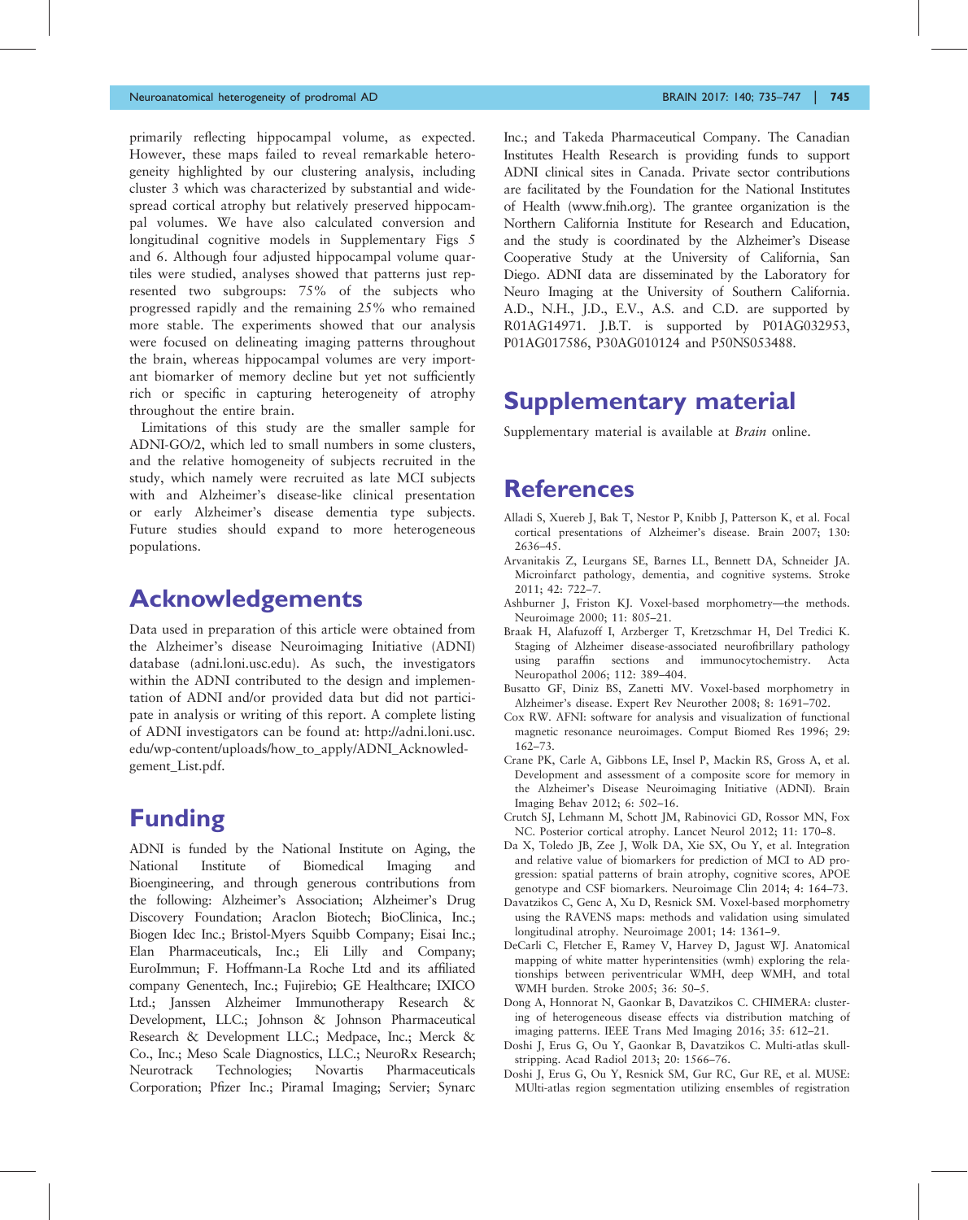primarily reflecting hippocampal volume, as expected. However, these maps failed to reveal remarkable heterogeneity highlighted by our clustering analysis, including cluster 3 which was characterized by substantial and widespread cortical atrophy but relatively preserved hippocampal volumes. We have also calculated conversion and longitudinal cognitive models in Supplementary Figs 5 and 6. Although four adjusted hippocampal volume quartiles were studied, analyses showed that patterns just represented two subgroups: 75% of the subjects who progressed rapidly and the remaining 25% who remained more stable. The experiments showed that our analysis were focused on delineating imaging patterns throughout the brain, whereas hippocampal volumes are very important biomarker of memory decline but yet not sufficiently rich or specific in capturing heterogeneity of atrophy throughout the entire brain.

Limitations of this study are the smaller sample for ADNI-GO/2, which led to small numbers in some clusters, and the relative homogeneity of subjects recruited in the study, which namely were recruited as late MCI subjects with and Alzheimer's disease-like clinical presentation or early Alzheimer's disease dementia type subjects. Future studies should expand to more heterogeneous populations.

# Acknowledgements

Data used in preparation of this article were obtained from the Alzheimer's disease Neuroimaging Initiative (ADNI) database (adni.loni.usc.edu). As such, the investigators within the ADNI contributed to the design and implementation of ADNI and/or provided data but did not participate in analysis or writing of this report. A complete listing of ADNI investigators can be found at: http://adni.loni.usc.edu/wp-content/uploads/how_to_apply/ADNI_Acknowledgement_List.pdf.

# Funding

ADNI is funded by the National Institute on Aging, the National Institute of Biomedical Imaging and Bioengineering, and through generous contributions from the following: Alzheimer's Association; Alzheimer's Drug Discovery Foundation; Araclon Biotech; BioClinica, Inc.; Biogen Idec Inc.; Bristol-Myers Squibb Company; Eisai Inc.; Elan Pharmaceuticals, Inc.; Eli Lilly and Company; EuroImmun; F. Hoffmann-La Roche Ltd and its affiliated company Genentech, Inc.; Fujirebio; GE Healthcare; IXICO Ltd.; Janssen Alzheimer Immunotherapy Research & Development, LLC.; Johnson & Johnson Pharmaceutical Research & Development LLC.; Medpace, Inc.; Merck & Co., Inc.; Meso Scale Diagnostics, LLC.; NeuroRx Research; Neurotrack Technologies; Novartis Pharmaceuticals Corporation; Pfizer Inc.; Piramal Imaging; Servier; Synarc Inc.; and Takeda Pharmaceutical Company. The Canadian Institutes Health Research is providing funds to support ADNI clinical sites in Canada. Private sector contributions are facilitated by the Foundation for the National Institutes of Health (www.fnih.org). The grantee organization is the Northern California Institute for Research and Education, and the study is coordinated by the Alzheimer's Disease Cooperative Study at the University of California, San Diego. ADNI data are disseminated by the Laboratory for Neuro Imaging at the University of Southern California. A.D., N.H., J.D., E.V., A.S. and C.D. are supported by R01AG14971. J.B.T. is supported by P01AG032953, P01AG017586, P30AG010124 and P50NS053488.

# Supplementary material

Supplementary material is available at *Brain* online.

# References

Alladi S, Xuereb J, Bak T, Nestor P, Knibb J, Patterson K, et al. Focal cortical presentations of Alzheimer's disease. Brain 2007; 130: 2636–45.

Arvanitakis Z, Leurgans SE, Barnes LL, Bennett DA, Schneider JA. Microinfarct pathology, dementia, and cognitive systems. Stroke 2011; 42: 722–7.

Ashburner J, Friston KJ. Voxel-based morphometry—the methods. Neuroimage 2000; 11: 805–21.

Braak H, Alafuzoff I, Arzberger T, Kretzschmar H, Del Tredici K. Staging of Alzheimer disease-associated neurofibrillary pathology using paraffin sections and immunocytochemistry. Acta Neuropathol 2006; 112: 389–404.

Busatto GF, Diniz BS, Zanetti MV. Voxel-based morphometry in Alzheimer's disease. Expert Rev Neurother 2008; 8: 1691–702.

Cox RW. AFNI: software for analysis and visualization of functional magnetic resonance neuroimages. Comput Biomed Res 1996; 29: 162–73.

Crane PK, Carle A, Gibbons LE, Insel P, Mackin RS, Gross A, et al. Development and assessment of a composite score for memory in the Alzheimer's Disease Neuroimaging Initiative (ADNI). Brain Imaging Behav 2012; 6: 502–16.

Crutch SJ, Lehmann M, Schott JM, Rabinovici GD, Rossor MN, Fox NC. Posterior cortical atrophy. Lancet Neurol 2012; 11: 170–8.

Da X, Toledo JB, Zee J, Wolk DA, Xie SX, Ou Y, et al. Integration and relative value of biomarkers for prediction of MCI to AD progression: spatial patterns of brain atrophy, cognitive scores, APOE genotype and CSF biomarkers. Neuroimage Clin 2014; 4: 164–73.

Davatzikos C, Genc A, Xu D, Resnick SM. Voxel-based morphometry using the RAVENS maps: methods and validation using simulated longitudinal atrophy. Neuroimage 2001; 14: 1361–9.

DeCarli C, Fletcher E, Ramey V, Harvey D, Jagust WJ. Anatomical mapping of white matter hyperintensities (wmh) exploring the relationships between periventricular WMH, deep WMH, and total WMH burden. Stroke 2005; 36: 50–5.

Dong A, Honnorat N, Gaonkar B, Davatzikos C. CHIMERA: clustering of heterogeneous disease effects via distribution matching of imaging patterns. IEEE Trans Med Imaging 2016; 35: 612–21.

Doshi J, Erus G, Ou Y, Gaonkar B, Davatzikos C. Multi-atlas skull-stripping. Acad Radiol 2013; 20: 1566–76.

Doshi J, Erus G, Ou Y, Resnick SM, Gur RC, Gur RE, et al. MUSE: MUlti-atlas region segmentation utilizing ensembles of registration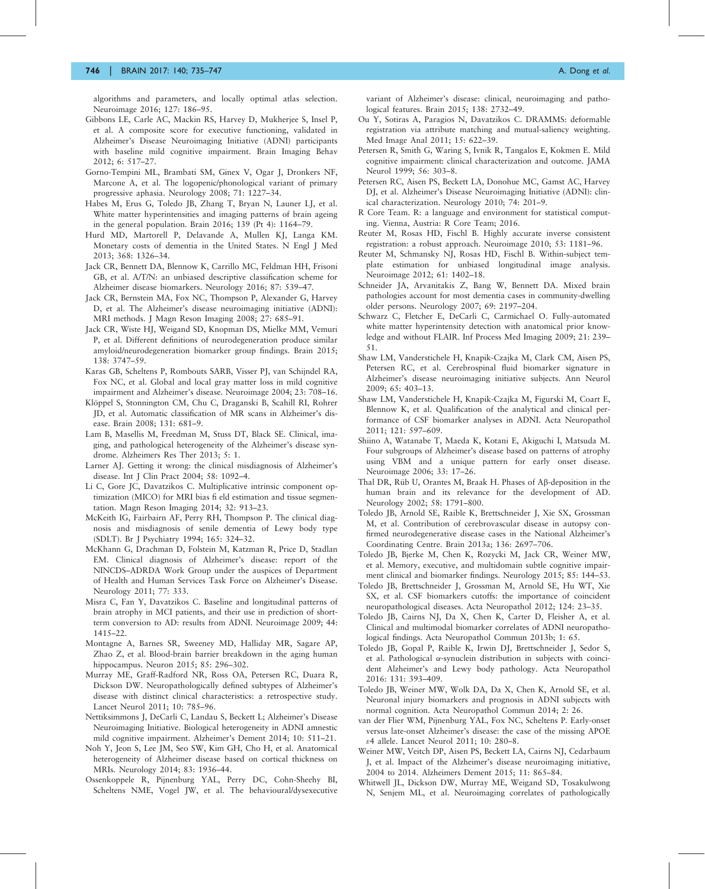algorithms and parameters, and locally optimal atlas selection. Neuroimage 2016; 127: 186–95.

Gibbons LE, Carle AC, Mackin RS, Harvey D, Mukherjee S, Insel P, et al. A composite score for executive functioning, validated in Alzheimer's Disease Neuroimaging Initiative (ADNI) participants with baseline mild cognitive impairment. Brain Imaging Behav 2012; 6: 517–27.

Gorno-Tempini ML, Brambati SM, Ginex V, Ogar J, Dronkers NF, Marcone A, et al. The logopenic/phonological variant of primary progressive aphasia. Neurology 2008; 71: 1227–34.

Habes M, Erus G, Toledo JB, Zhang T, Bryan N, Launer LJ, et al. White matter hyperintensities and imaging patterns of brain ageing in the general population. Brain 2016; 139 (Pt 4): 1164–79.

Hurd MD, Martorell P, Delavande A, Mullen KJ, Langa KM. Monetary costs of dementia in the United States. N Engl J Med 2013; 368: 1326–34.

Jack CR, Bennett DA, Blennow K, Carrillo MC, Feldman HH, Frisoni GB, et al. A/T/N: an unbiased descriptive classification scheme for Alzheimer disease biomarkers. Neurology 2016; 87: 539–47.

Jack CR, Bernstein MA, Fox NC, Thompson P, Alexander G, Harvey D, et al. The Alzheimer's disease neuroimaging initiative (ADNI): MRI methods. J Magn Reson Imaging 2008; 27: 685–91.

Jack CR, Wiste HJ, Weigand SD, Knopman DS, Mielke MM, Vemuri P, et al. Different definitions of neurodegeneration produce similar amyloid/neurodegeneration biomarker group findings. Brain 2015; 138: 3747–59.

Karas GB, Scheltens P, Rombouts SARB, Visser PJ, van Schijndel RA, Fox NC, et al. Global and local gray matter loss in mild cognitive impairment and Alzheimer's disease. Neuroimage 2004; 23: 708–16.

Klöppel S, Stonnington CM, Chu C, Draganski B, Scahill RI, Rohrer JD, et al. Automatic classification of MR scans in Alzheimer's disease. Brain 2008; 131: 681–9.

Lam B, Masellis M, Freedman M, Stuss DT, Black SE. Clinical, imaging, and pathological heterogeneity of the Alzheimer's disease syndrome. Alzheimers Res Ther 2013; 5: 1.

Larner AJ. Getting it wrong: the clinical misdiagnosis of Alzheimer's disease. Int J Clin Pract 2004; 58: 1092–4.

Li C, Gore JC, Davatzikos C. Multiplicative intrinsic component optimization (MICO) for MRI bias fi eld estimation and tissue segmentation. Magn Reson Imaging 2014; 32: 913–23.

McKeith IG, Fairbairn AF, Perry RH, Thompson P. The clinical diagnosis and misdiagnosis of senile dementia of Lewy body type (SDLT). Br J Psychiatry 1994; 165: 324–32.

McKhann G, Drachman D, Folstein M, Katzman R, Price D, Stadlan EM. Clinical diagnosis of Alzheimer's disease: report of the NINCDS–ADRDA Work Group under the auspices of Department of Health and Human Services Task Force on Alzheimer's Disease. Neurology 2011; 77: 333.

Misra C, Fan Y, Davatzikos C. Baseline and longitudinal patterns of brain atrophy in MCI patients, and their use in prediction of short-term conversion to AD: results from ADNI. Neuroimage 2009; 44: 1415–22.

Montagne A, Barnes SR, Sweeney MD, Halliday MR, Sagare AP, Zhao Z, et al. Blood-brain barrier breakdown in the aging human hippocampus. Neuron 2015; 85: 296–302.

Murray ME, Graff-Radford NR, Ross OA, Petersen RC, Duara R, Dickson DW. Neuropathologically defined subtypes of Alzheimer's disease with distinct clinical characteristics: a retrospective study. Lancet Neurol 2011; 10: 785–96.

Nettiksimmons J, DeCarli C, Landau S, Beckett L; Alzheimer's Disease Neuroimaging Initiative. Biological heterogeneity in ADNI amnestic mild cognitive impairment. Alzheimer's Dement 2014; 10: 511–21.

Noh Y, Jeon S, Lee JM, Seo SW, Kim GH, Cho H, et al. Anatomical heterogeneity of Alzheimer disease based on cortical thickness on MRIs. Neurology 2014; 83: 1936–44.

Ossenkoppele R, Pijnenburg YAL, Perry DC, Cohn-Sheehy BI, Scheltens NME, Vogel JW, et al. The behavioural/dysexecutive variant of Alzheimer's disease: clinical, neuroimaging and pathological features. Brain 2015; 138: 2732–49.

Ou Y, Sotiras A, Paragios N, Davatzikos C. DRAMMS: deformable registration via attribute matching and mutual-saliency weighting. Med Image Anal 2011; 15: 622–39.

Petersen R, Smith G, Waring S, Ivnik R, Tangalos E, Kokmen E. Mild cognitive impairment: clinical characterization and outcome. JAMA Neurol 1999; 56: 303–8.

Petersen RC, Aisen PS, Beckett LA, Donohue MC, Gamst AC, Harvey DJ, et al. Alzheimer's Disease Neuroimaging Initiative (ADNI): clinical characterization. Neurology 2010; 74: 201–9.

R Core Team. R: a language and environment for statistical computing. Vienna, Austria: R Core Team; 2016.

Reuter M, Rosas HD, Fischl B. Highly accurate inverse consistent registration: a robust approach. Neuroimage 2010; 53: 1181–96.

Reuter M, Schmansky NJ, Rosas HD, Fischl B. Within-subject template estimation for unbiased longitudinal image analysis. Neuroimage 2012; 61: 1402–18.

Schneider JA, Arvanitakis Z, Bang W, Bennett DA. Mixed brain pathologies account for most dementia cases in community-dwelling older persons. Neurology 2007; 69: 2197–204.

Schwarz C, Fletcher E, DeCarli C, Carmichael O. Fully-automated white matter hyperintensity detection with anatomical prior knowledge and without FLAIR. Inf Process Med Imaging 2009; 21: 239–51.

Shaw LM, Vanderstichele H, Knapik-Czajka M, Clark CM, Aisen PS, Petersen RC, et al. Cerebrospinal fluid biomarker signature in Alzheimer's disease neuroimaging initiative subjects. Ann Neurol 2009; 65: 403–13.

Shaw LM, Vanderstichele H, Knapik-Czajka M, Figurski M, Coart E, Blennow K, et al. Qualification of the analytical and clinical performance of CSF biomarker analyses in ADNI. Acta Neuropathol 2011; 121: 597–609.

Shiino A, Watanabe T, Maeda K, Kotani E, Akiguchi I, Matsuda M. Four subgroups of Alzheimer's disease based on patterns of atrophy using VBM and a unique pattern for early onset disease. Neuroimage 2006; 33: 17–26.

Thal DR, Rüb U, Orantes M, Braak H. Phases of Aβ-deposition in the human brain and its relevance for the development of AD. Neurology 2002; 58: 1791–800.

Toledo JB, Arnold SE, Raible K, Brettschneider J, Xie SX, Grossman M, et al. Contribution of cerebrovascular disease in autopsy confirmed neurodegenerative disease cases in the National Alzheimer's Coordinating Centre. Brain 2013a; 136: 2697–706.

Toledo JB, Bjerke M, Chen K, Rozycki M, Jack CR, Weiner MW, et al. Memory, executive, and multidomain subtle cognitive impairment clinical and biomarker findings. Neurology 2015; 85: 144–53.

Toledo JB, Brettschneider J, Grossman M, Arnold SE, Hu WT, Xie SX, et al. CSF biomarkers cutoffs: the importance of coincident neuropathological diseases. Acta Neuropathol 2012; 124: 23–35.

Toledo JB, Cairns NJ, Da X, Chen K, Carter D, Fleisher A, et al. Clinical and multimodal biomarker correlates of ADNI neuropathological findings. Acta Neuropathol Commun 2013b; 1: 65.

Toledo JB, Gopal P, Raible K, Irwin DJ, Brettschneider J, Sedor S, et al. Pathological α-synuclein distribution in subjects with coincident Alzheimer's and Lewy body pathology. Acta Neuropathol 2016; 131: 393–409.

Toledo JB, Weiner MW, Wolk DA, Da X, Chen K, Arnold SE, et al. Neuronal injury biomarkers and prognosis in ADNI subjects with normal cognition. Acta Neuropathol Commun 2014; 2: 26.

van der Flier WM, Pijnenburg YAL, Fox NC, Scheltens P. Early-onset versus late-onset Alzheimer's disease: the case of the missing APOE ε4 allele. Lancet Neurol 2011; 10: 280–8.

Weiner MW, Veitch DP, Aisen PS, Beckett LA, Cairns NJ, Cedarbaum J, et al. Impact of the Alzheimer's disease neuroimaging initiative, 2004 to 2014. Alzheimers Dement 2015; 11: 865–84.

Whitwell JL, Dickson DW, Murray ME, Weigand SD, Tosakulwong N, Senjem ML, et al. Neuroimaging correlates of pathologically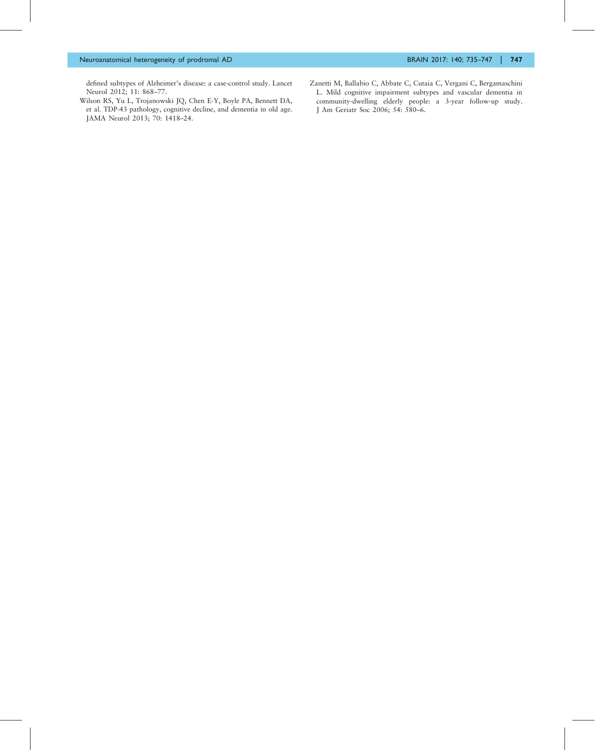defined subtypes of Alzheimer's disease: a case-control study. Lancet Neurol 2012; 11: 868–77.

Wilson RS, Yu L, Trojanowski JQ, Chen E-Y, Boyle PA, Bennett DA, et al. TDP-43 pathology, cognitive decline, and dementia in old age. JAMA Neurol 2013; 70: 1418–24.

Zanetti M, Ballabio C, Abbate C, Cutaia C, Vergani C, Bergamaschini L. Mild cognitive impairment subtypes and vascular dementia in community-dwelling elderly people: a 3-year follow-up study. J Am Geriatr Soc 2006; 54: 580–6.